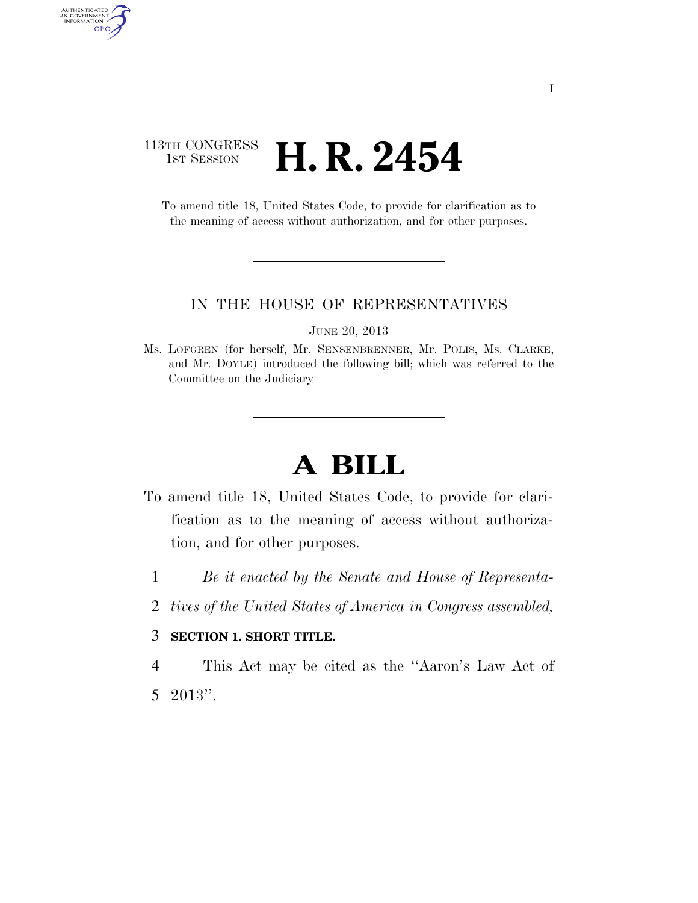113TH CONGRESS
1ST SESSION

# H. R. 2454

To amend title 18, United States Code, to provide for clarification as to the meaning of access without authorization, and for other purposes.

IN THE HOUSE OF REPRESENTATIVES

JUNE 20, 2013

Ms. LOFGREN (for herself, Mr. SENSENBRENNER, Mr. POLIS, Ms. CLARKE, and Mr. DOYLE) introduced the following bill; which was referred to the Committee on the Judiciary

# A BILL

To amend title 18, United States Code, to provide for clarification as to the meaning of access without authorization, and for other purposes.

1 *Be it enacted by the Senate and House of Representa-*
2 *tives of the United States of America in Congress assembled,*

3 **SECTION 1. SHORT TITLE.**

4 This Act may be cited as the ''Aaron's Law Act of
5 2013''.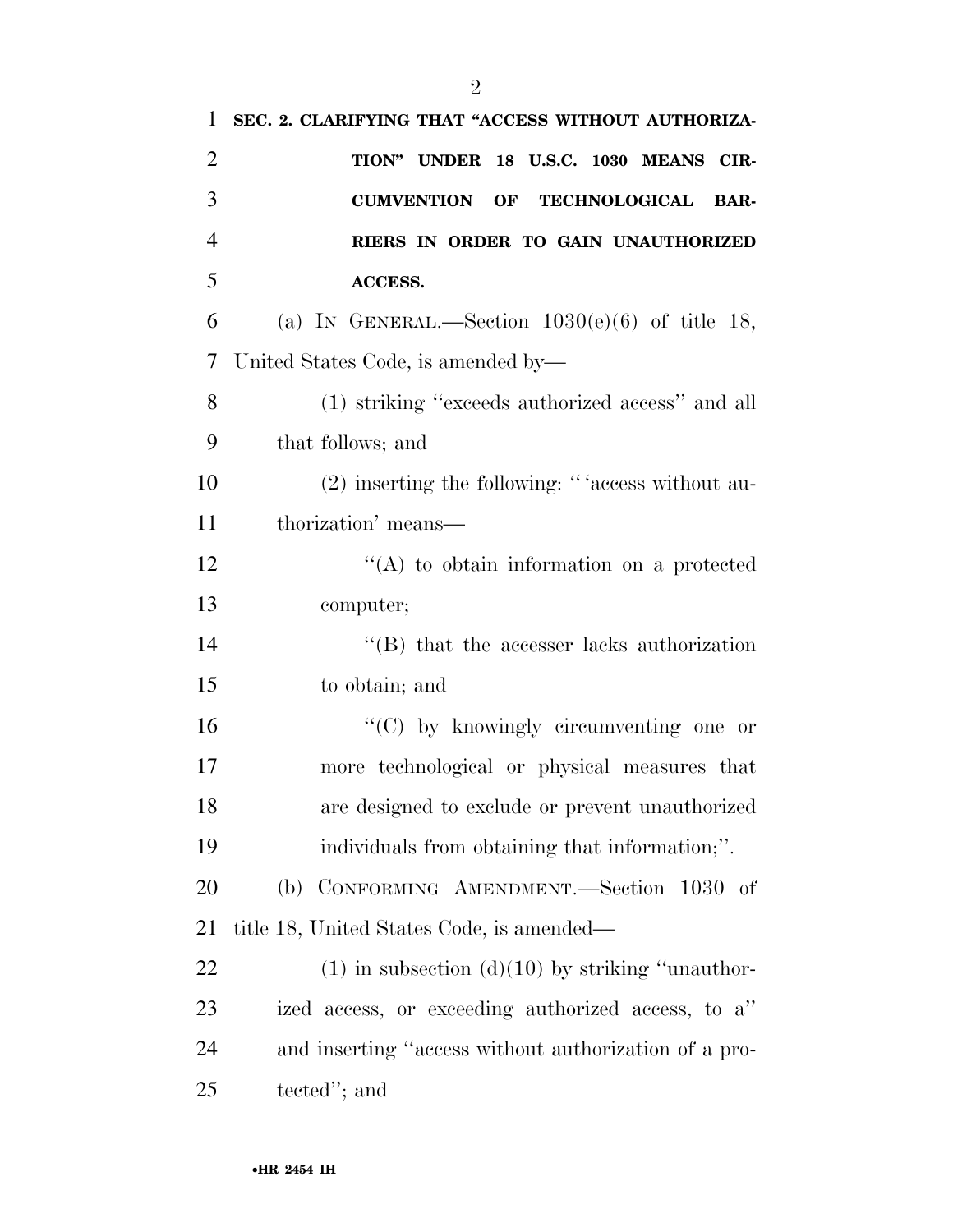**SEC. 2. CLARIFYING THAT "ACCESS WITHOUT AUTHORIZATION" UNDER 18 U.S.C. 1030 MEANS CIRCUMVENTION OF TECHNOLOGICAL BARRIERS IN ORDER TO GAIN UNAUTHORIZED ACCESS.**

(a) IN GENERAL.—Section 1030(e)(6) of title 18, United States Code, is amended by—

(1) striking "exceeds authorized access" and all that follows; and

(2) inserting the following: "'access without authorization' means—

"(A) to obtain information on a protected computer;

"(B) that the accesser lacks authorization to obtain; and

"(C) by knowingly circumventing one or more technological or physical measures that are designed to exclude or prevent unauthorized individuals from obtaining that information;".

(b) CONFORMING AMENDMENT.—Section 1030 of title 18, United States Code, is amended—

(1) in subsection (d)(10) by striking "unauthorized access, or exceeding authorized access, to a" and inserting "access without authorization of a protected"; and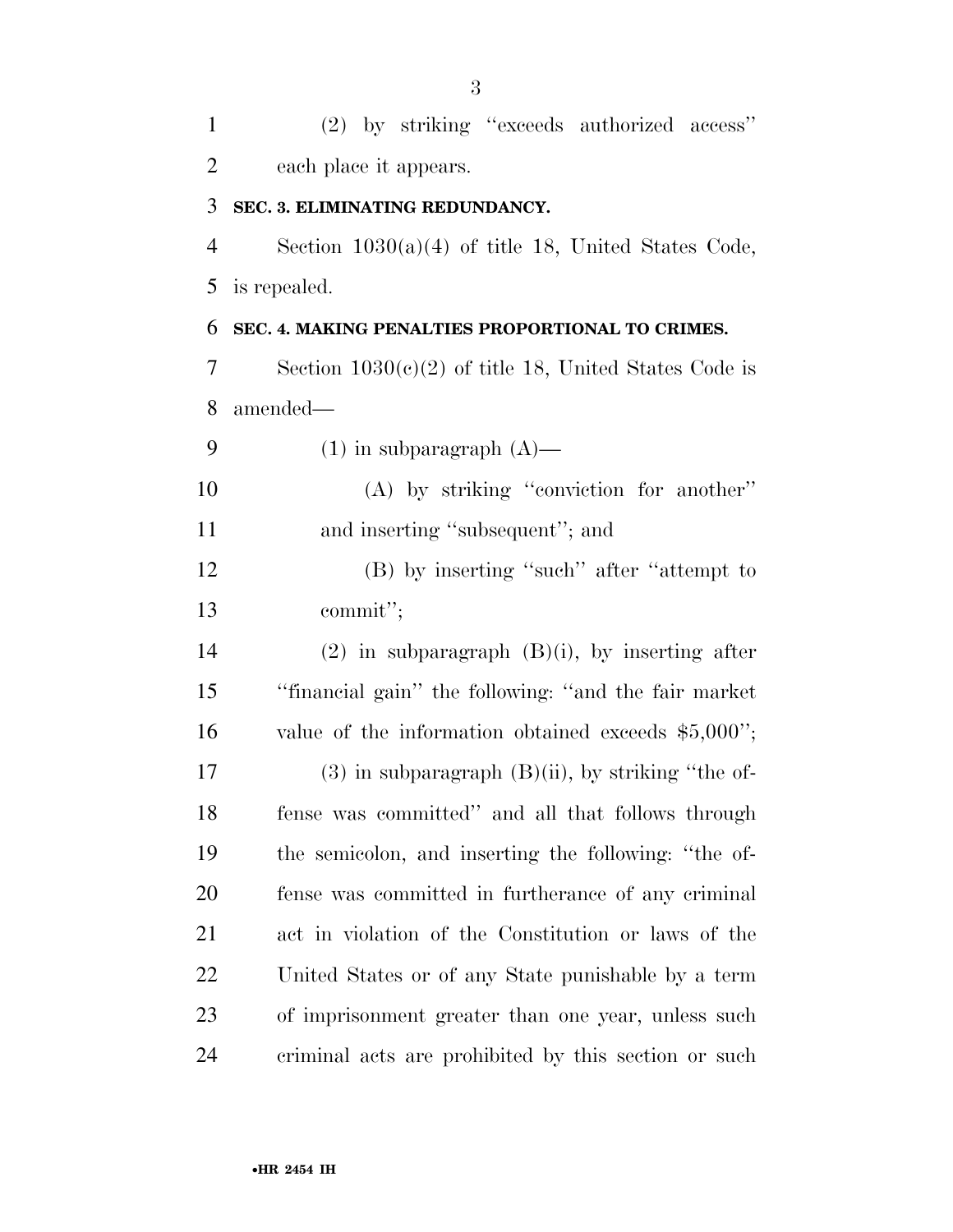(2) by striking "exceeds authorized access" each place it appears.

**SEC. 3. ELIMINATING REDUNDANCY.**

Section 1030(a)(4) of title 18, United States Code, is repealed.

**SEC. 4. MAKING PENALTIES PROPORTIONAL TO CRIMES.**

Section 1030(c)(2) of title 18, United States Code is amended—

(1) in subparagraph (A)—

(A) by striking "conviction for another" and inserting "subsequent"; and

(B) by inserting "such" after "attempt to commit";

(2) in subparagraph (B)(i), by inserting after "financial gain" the following: "and the fair market value of the information obtained exceeds $5,000";

(3) in subparagraph (B)(ii), by striking "the offense was committed" and all that follows through the semicolon, and inserting the following: "the offense was committed in furtherance of any criminal act in violation of the Constitution or laws of the United States or of any State punishable by a term of imprisonment greater than one year, unless such criminal acts are prohibited by this section or such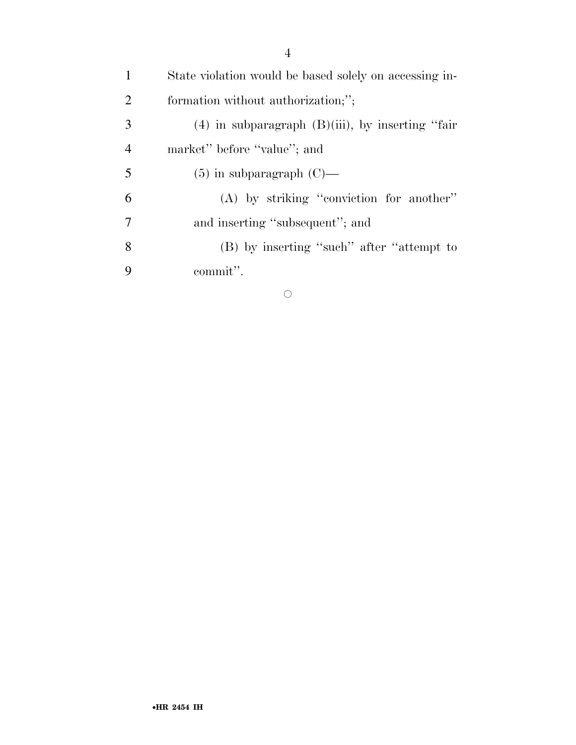State violation would be based solely on accessing information without authorization;'';

(4) in subparagraph (B)(iii), by inserting ''fair market'' before ''value''; and

(5) in subparagraph (C)—

(A) by striking ''conviction for another'' and inserting ''subsequent''; and

(B) by inserting ''such'' after ''attempt to commit''.

○